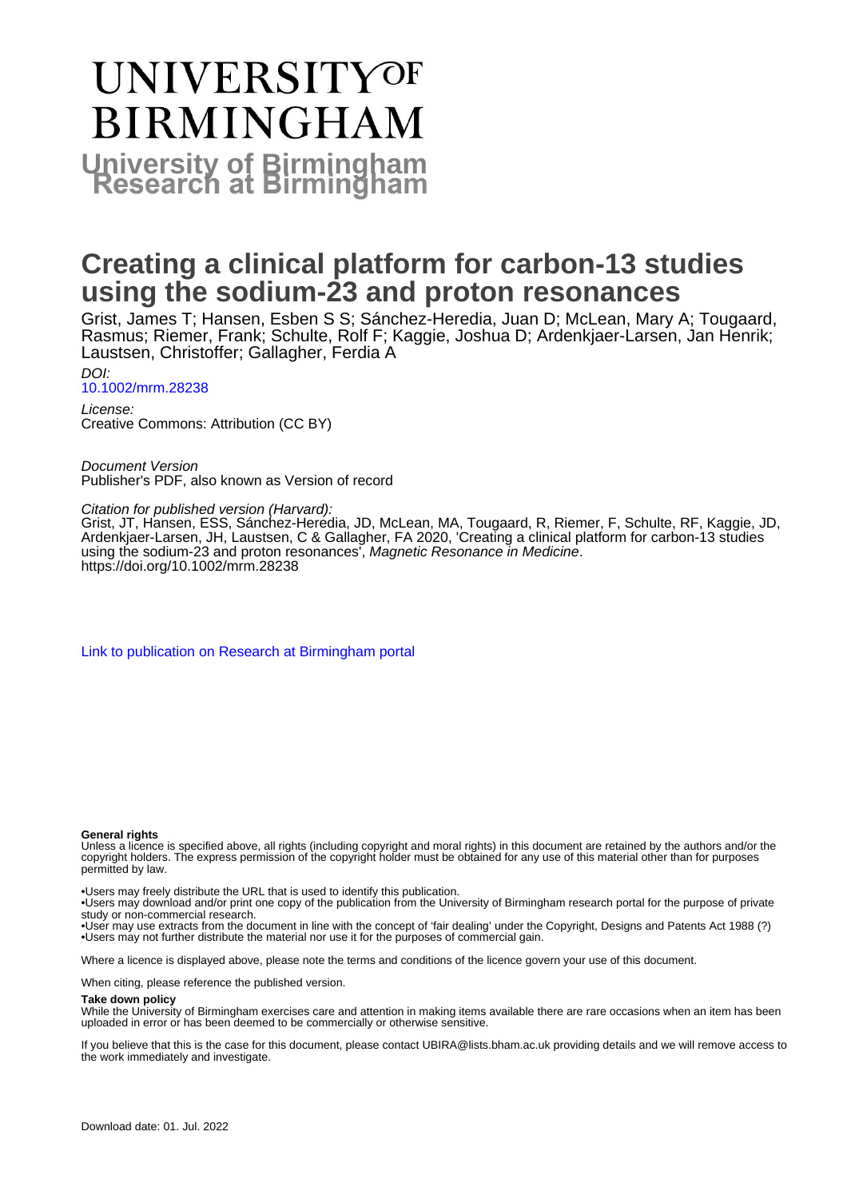# UNIVERSITY OF BIRMINGHAM

## University of Birmingham Research at Birmingham

# Creating a clinical platform for carbon-13 studies using the sodium-23 and proton resonances

Grist, James T; Hansen, Esben S S; Sánchez-Heredia, Juan D; McLean, Mary A; Tougaard, Rasmus; Riemer, Frank; Schulte, Rolf F; Kaggie, Joshua D; Ardenkjaer-Larsen, Jan Henrik; Laustsen, Christoffer; Gallagher, Ferdia A

*DOI:*
[10.1002/mrm.28238](https://doi.org/10.1002/mrm.28238)

*License:*
Creative Commons: Attribution (CC BY)

*Document Version*
Publisher's PDF, also known as Version of record

*Citation for published version (Harvard):*
Grist, JT, Hansen, ESS, Sánchez-Heredia, JD, McLean, MA, Tougaard, R, Riemer, F, Schulte, RF, Kaggie, JD, Ardenkjaer-Larsen, JH, Laustsen, C & Gallagher, FA 2020, 'Creating a clinical platform for carbon-13 studies using the sodium-23 and proton resonances', *Magnetic Resonance in Medicine*. https://doi.org/10.1002/mrm.28238

[Link to publication on Research at Birmingham portal](#)

**General rights**
Unless a licence is specified above, all rights (including copyright and moral rights) in this document are retained by the authors and/or the copyright holders. The express permission of the copyright holder must be obtained for any use of this material other than for purposes permitted by law.

•Users may freely distribute the URL that is used to identify this publication.
•Users may download and/or print one copy of the publication from the University of Birmingham research portal for the purpose of private study or non-commercial research.
•User may use extracts from the document in line with the concept of 'fair dealing' under the Copyright, Designs and Patents Act 1988 (?)
•Users may not further distribute the material nor use it for the purposes of commercial gain.

Where a licence is displayed above, please note the terms and conditions of the licence govern your use of this document.

When citing, please reference the published version.

**Take down policy**
While the University of Birmingham exercises care and attention in making items available there are rare occasions when an item has been uploaded in error or has been deemed to be commercially or otherwise sensitive.

If you believe that this is the case for this document, please contact UBIRA@lists.bham.ac.uk providing details and we will remove access to the work immediately and investigate.

Download date: 01. Jul. 2022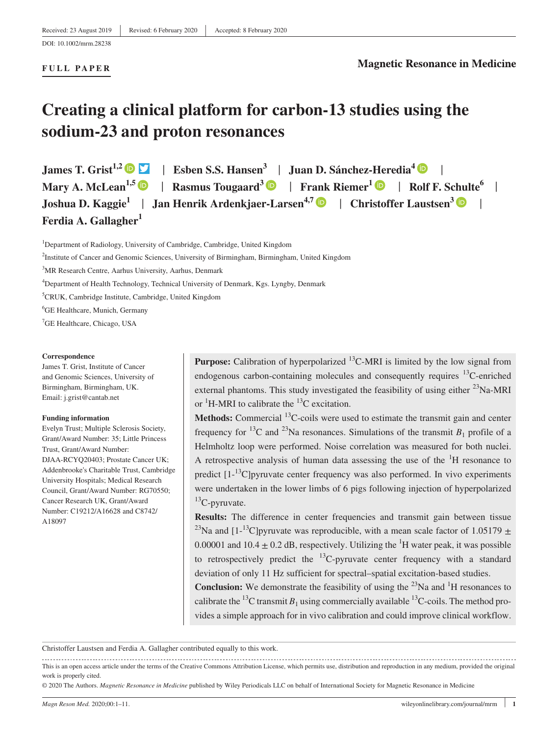Received: 23 August 2019 | Revised: 6 February 2020 | Accepted: 8 February 2020

DOI: 10.1002/mrm.28238

**FULL PAPER**

# Creating a clinical platform for carbon-13 studies using the sodium-23 and proton resonances

**James T. Grist**[1,2] | **Esben S.S. Hansen**[3] | **Juan D. Sánchez-Heredia**[4] | **Mary A. McLean**[1,5] | **Rasmus Tougaard**[3] | **Frank Riemer**[1] | **Rolf F. Schulte**[6] | **Joshua D. Kaggie**[1] | **Jan Henrik Ardenkjaer-Larsen**[4,7] | **Christoffer Laustsen**[3] | **Ferdia A. Gallagher**[1]

[1]Department of Radiology, University of Cambridge, Cambridge, United Kingdom

[2]Institute of Cancer and Genomic Sciences, University of Birmingham, Birmingham, United Kingdom

[3]MR Research Centre, Aarhus University, Aarhus, Denmark

[4]Department of Health Technology, Technical University of Denmark, Kgs. Lyngby, Denmark

[5]CRUK, Cambridge Institute, Cambridge, United Kingdom

[6]GE Healthcare, Munich, Germany

[7]GE Healthcare, Chicago, USA

**Correspondence**
James T. Grist, Institute of Cancer and Genomic Sciences, University of Birmingham, Birmingham, UK.
Email: j.grist@cantab.net

**Funding information**
Evelyn Trust; Multiple Sclerosis Society, Grant/Award Number: 35; Little Princess Trust, Grant/Award Number: DJAA-RCYQ20403; Prostate Cancer UK; Addenbrooke's Charitable Trust, Cambridge University Hospitals; Medical Research Council, Grant/Award Number: RG70550; Cancer Research UK, Grant/Award Number: C19212/A16628 and C8742/A18097

**Purpose:** Calibration of hyperpolarized $^{13}$C-MRI is limited by the low signal from endogenous carbon-containing molecules and consequently requires $^{13}$C-enriched external phantoms. This study investigated the feasibility of using either $^{23}$Na-MRI or $^{1}$H-MRI to calibrate the $^{13}$C excitation.

**Methods:** Commercial $^{13}$C-coils were used to estimate the transmit gain and center frequency for $^{13}$C and $^{23}$Na resonances. Simulations of the transmit $B_1$ profile of a Helmholtz loop were performed. Noise correlation was measured for both nuclei. A retrospective analysis of human data assessing the use of the $^{1}$H resonance to predict [1-$^{13}$C]pyruvate center frequency was also performed. In vivo experiments were undertaken in the lower limbs of 6 pigs following injection of hyperpolarized $^{13}$C-pyruvate.

**Results:** The difference in center frequencies and transmit gain between tissue $^{23}$Na and [1-$^{13}$C]pyruvate was reproducible, with a mean scale factor of $1.05179 \pm 0.00001$ and $10.4 \pm 0.2$ dB, respectively. Utilizing the $^{1}$H water peak, it was possible to retrospectively predict the $^{13}$C-pyruvate center frequency with a standard deviation of only 11 Hz sufficient for spectral–spatial excitation-based studies.

**Conclusion:** We demonstrate the feasibility of using the $^{23}$Na and $^{1}$H resonances to calibrate the $^{13}$C transmit $B_1$ using commercially available $^{13}$C-coils. The method provides a simple approach for in vivo calibration and could improve clinical workflow.

Christoffer Laustsen and Ferdia A. Gallagher contributed equally to this work.

This is an open access article under the terms of the Creative Commons Attribution License, which permits use, distribution and reproduction in any medium, provided the original work is properly cited.

© 2020 The Authors. *Magnetic Resonance in Medicine* published by Wiley Periodicals LLC on behalf of International Society for Magnetic Resonance in Medicine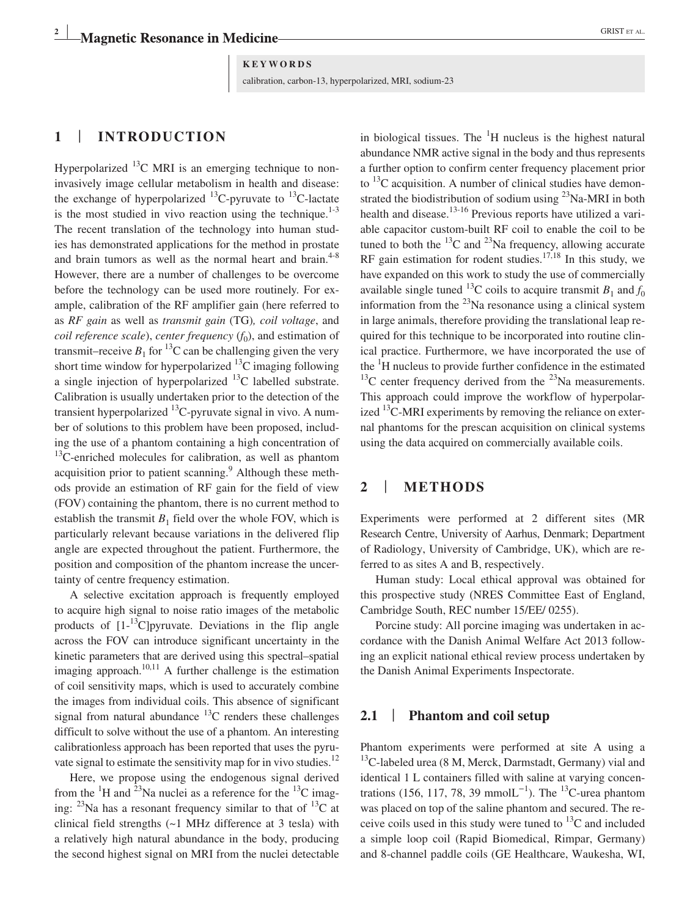**KEYWORDS**

calibration, carbon-13, hyperpolarized, MRI, sodium-23

## 1 | INTRODUCTION

Hyperpolarized $^{13}$C MRI is an emerging technique to noninvasively image cellular metabolism in health and disease: the exchange of hyperpolarized $^{13}$C-pyruvate to $^{13}$C-lactate is the most studied in vivo reaction using the technique.[1-3] The recent translation of the technology into human studies has demonstrated applications for the method in prostate and brain tumors as well as the normal heart and brain.[4-8] However, there are a number of challenges to be overcome before the technology can be used more routinely. For example, calibration of the RF amplifier gain (here referred to as *RF gain* as well as *transmit gain* (TG)*, coil voltage*, and *coil reference scale*), *center frequency* ($f_0$), and estimation of transmit–receive $B_1$ for $^{13}$C can be challenging given the very short time window for hyperpolarized $^{13}$C imaging following a single injection of hyperpolarized $^{13}$C labelled substrate. Calibration is usually undertaken prior to the detection of the transient hyperpolarized $^{13}$C-pyruvate signal in vivo. A number of solutions to this problem have been proposed, including the use of a phantom containing a high concentration of $^{13}$C-enriched molecules for calibration, as well as phantom acquisition prior to patient scanning.[9] Although these methods provide an estimation of RF gain for the field of view (FOV) containing the phantom, there is no current method to establish the transmit $B_1$ field over the whole FOV, which is particularly relevant because variations in the delivered flip angle are expected throughout the patient. Furthermore, the position and composition of the phantom increase the uncertainty of centre frequency estimation.

A selective excitation approach is frequently employed to acquire high signal to noise ratio images of the metabolic products of [1-$^{13}$C]pyruvate. Deviations in the flip angle across the FOV can introduce significant uncertainty in the kinetic parameters that are derived using this spectral–spatial imaging approach.[10,11] A further challenge is the estimation of coil sensitivity maps, which is used to accurately combine the images from individual coils. This absence of significant signal from natural abundance $^{13}$C renders these challenges difficult to solve without the use of a phantom. An interesting calibrationless approach has been reported that uses the pyruvate signal to estimate the sensitivity map for in vivo studies.[12]

Here, we propose using the endogenous signal derived from the $^{1}$H and $^{23}$Na nuclei as a reference for the $^{13}$C imaging: $^{23}$Na has a resonant frequency similar to that of $^{13}$C at clinical field strengths (~1 MHz difference at 3 tesla) with a relatively high natural abundance in the body, producing the second highest signal on MRI from the nuclei detectable in biological tissues. The $^{1}$H nucleus is the highest natural abundance NMR active signal in the body and thus represents a further option to confirm center frequency placement prior to $^{13}$C acquisition. A number of clinical studies have demonstrated the biodistribution of sodium using $^{23}$Na-MRI in both health and disease.[13-16] Previous reports have utilized a variable capacitor custom-built RF coil to enable the coil to be tuned to both the $^{13}$C and $^{23}$Na frequency, allowing accurate RF gain estimation for rodent studies.[17,18] In this study, we have expanded on this work to study the use of commercially available single tuned $^{13}$C coils to acquire transmit $B_1$ and $f_0$ information from the $^{23}$Na resonance using a clinical system in large animals, therefore providing the translational leap required for this technique to be incorporated into routine clinical practice. Furthermore, we have incorporated the use of the $^{1}$H nucleus to provide further confidence in the estimated $^{13}$C center frequency derived from the $^{23}$Na measurements. This approach could improve the workflow of hyperpolarized $^{13}$C-MRI experiments by removing the reliance on external phantoms for the prescan acquisition on clinical systems using the data acquired on commercially available coils.

## 2 | METHODS

Experiments were performed at 2 different sites (MR Research Centre, University of Aarhus, Denmark; Department of Radiology, University of Cambridge, UK), which are referred to as sites A and B, respectively.

Human study: Local ethical approval was obtained for this prospective study (NRES Committee East of England, Cambridge South, REC number 15/EE/ 0255).

Porcine study: All porcine imaging was undertaken in accordance with the Danish Animal Welfare Act 2013 following an explicit national ethical review process undertaken by the Danish Animal Experiments Inspectorate.

### 2.1 | Phantom and coil setup

Phantom experiments were performed at site A using a $^{13}$C-labeled urea (8 M, Merck, Darmstadt, Germany) vial and identical 1 L containers filled with saline at varying concentrations (156, 117, 78, 39 mmolL$^{-1}$). The $^{13}$C-urea phantom was placed on top of the saline phantom and secured. The receive coils used in this study were tuned to $^{13}$C and included a simple loop coil (Rapid Biomedical, Rimpar, Germany) and 8-channel paddle coils (GE Healthcare, Waukesha, WI,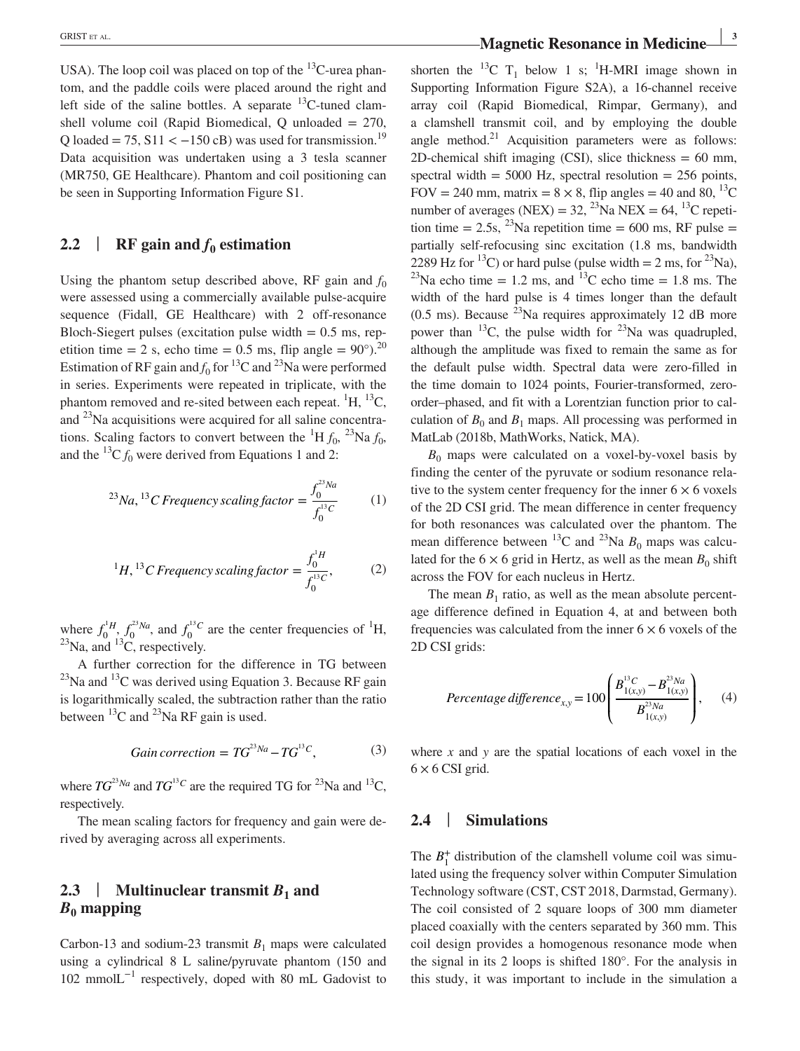USA). The loop coil was placed on top of the $^{13}$C-urea phantom, and the paddle coils were placed around the right and left side of the saline bottles. A separate $^{13}$C-tuned clamshell volume coil (Rapid Biomedical, Q unloaded = 270, Q loaded = 75, S11 < −150 cB) was used for transmission.[19] Data acquisition was undertaken using a 3 tesla scanner (MR750, GE Healthcare). Phantom and coil positioning can be seen in Supporting Information Figure S1.

## 2.2 | RF gain and $f_0$ estimation

Using the phantom setup described above, RF gain and $f_0$ were assessed using a commercially available pulse-acquire sequence (Fidall, GE Healthcare) with 2 off-resonance Bloch-Siegert pulses (excitation pulse width = 0.5 ms, repetition time = 2 s, echo time = 0.5 ms, flip angle = 90°).[20] Estimation of RF gain and $f_0$ for $^{13}$C and $^{23}$Na were performed in series. Experiments were repeated in triplicate, with the phantom removed and re-sited between each repeat. $^{1}$H, $^{13}$C, and $^{23}$Na acquisitions were acquired for all saline concentrations. Scaling factors to convert between the $^{1}$H $f_0$, $^{23}$Na $f_0$, and the $^{13}$C $f_0$ were derived from Equations 1 and 2:

$$^{23}Na, ^{13}C \; Frequency \; scaling \; factor = \frac{f_0^{^{23}Na}}{f_0^{^{13}C}} \tag{1}$$

$$^{1}H, ^{13}C \; Frequency \; scaling \; factor = \frac{f_0^{^{1}H}}{f_0^{^{13}C}}, \tag{2}$$

where $f_0^{^{1}H}$, $f_0^{^{23}Na}$, and $f_0^{^{13}C}$ are the center frequencies of $^{1}$H, $^{23}$Na, and $^{13}$C, respectively.

A further correction for the difference in TG between $^{23}$Na and $^{13}$C was derived using Equation 3. Because RF gain is logarithmically scaled, the subtraction rather than the ratio between $^{13}$C and $^{23}$Na RF gain is used.

$$Gain \; correction = TG^{^{23}Na} - TG^{^{13}C}, \tag{3}$$

where $TG^{^{23}Na}$ and $TG^{^{13}C}$ are the required TG for $^{23}$Na and $^{13}$C, respectively.

The mean scaling factors for frequency and gain were derived by averaging across all experiments.

## 2.3 | Multinuclear transmit $B_1$ and $B_0$ mapping

Carbon-13 and sodium-23 transmit $B_1$ maps were calculated using a cylindrical 8 L saline/pyruvate phantom (150 and 102 mmolL$^{-1}$ respectively, doped with 80 mL Gadovist to shorten the $^{13}$C $T_1$ below 1 s; $^{1}$H-MRI image shown in Supporting Information Figure S2A), a 16-channel receive array coil (Rapid Biomedical, Rimpar, Germany), and a clamshell transmit coil, and by employing the double angle method.[21] Acquisition parameters were as follows: 2D-chemical shift imaging (CSI), slice thickness = 60 mm, spectral width = 5000 Hz, spectral resolution = 256 points, FOV = 240 mm, matrix = 8 × 8, flip angles = 40 and 80, $^{13}$C number of averages (NEX) = 32, $^{23}$Na NEX = 64, $^{13}$C repetition time = 2.5s, $^{23}$Na repetition time = 600 ms, RF pulse = partially self-refocusing sinc excitation (1.8 ms, bandwidth 2289 Hz for $^{13}$C) or hard pulse (pulse width = 2 ms, for $^{23}$Na), $^{23}$Na echo time = 1.2 ms, and $^{13}$C echo time = 1.8 ms. The width of the hard pulse is 4 times longer than the default (0.5 ms). Because $^{23}$Na requires approximately 12 dB more power than $^{13}$C, the pulse width for $^{23}$Na was quadrupled, although the amplitude was fixed to remain the same as for the default pulse width. Spectral data were zero-filled in the time domain to 1024 points, Fourier-transformed, zero-order–phased, and fit with a Lorentzian function prior to calculation of $B_0$ and $B_1$ maps. All processing was performed in MatLab (2018b, MathWorks, Natick, MA).

$B_0$ maps were calculated on a voxel-by-voxel basis by finding the center of the pyruvate or sodium resonance relative to the system center frequency for the inner 6 × 6 voxels of the 2D CSI grid. The mean difference in center frequency for both resonances was calculated over the phantom. The mean difference between $^{13}$C and $^{23}$Na $B_0$ maps was calculated for the 6 × 6 grid in Hertz, as well as the mean $B_0$ shift across the FOV for each nucleus in Hertz.

The mean $B_1$ ratio, as well as the mean absolute percentage difference defined in Equation 4, at and between both frequencies was calculated from the inner 6 × 6 voxels of the 2D CSI grids:

$$Percentage \; difference_{x,y} = 100 \left( \frac{B_{1(x,y)}^{^{13}C} - B_{1(x,y)}^{^{23}Na}}{B_{1(x,y)}^{^{23}Na}} \right), \tag{4}$$

where $x$ and $y$ are the spatial locations of each voxel in the 6 × 6 CSI grid.

## 2.4 | Simulations

The $B_1^+$ distribution of the clamshell volume coil was simulated using the frequency solver within Computer Simulation Technology software (CST, CST 2018, Darmstad, Germany). The coil consisted of 2 square loops of 300 mm diameter placed coaxially with the centers separated by 360 mm. This coil design provides a homogenous resonance mode when the signal in its 2 loops is shifted 180°. For the analysis in this study, it was important to include in the simulation a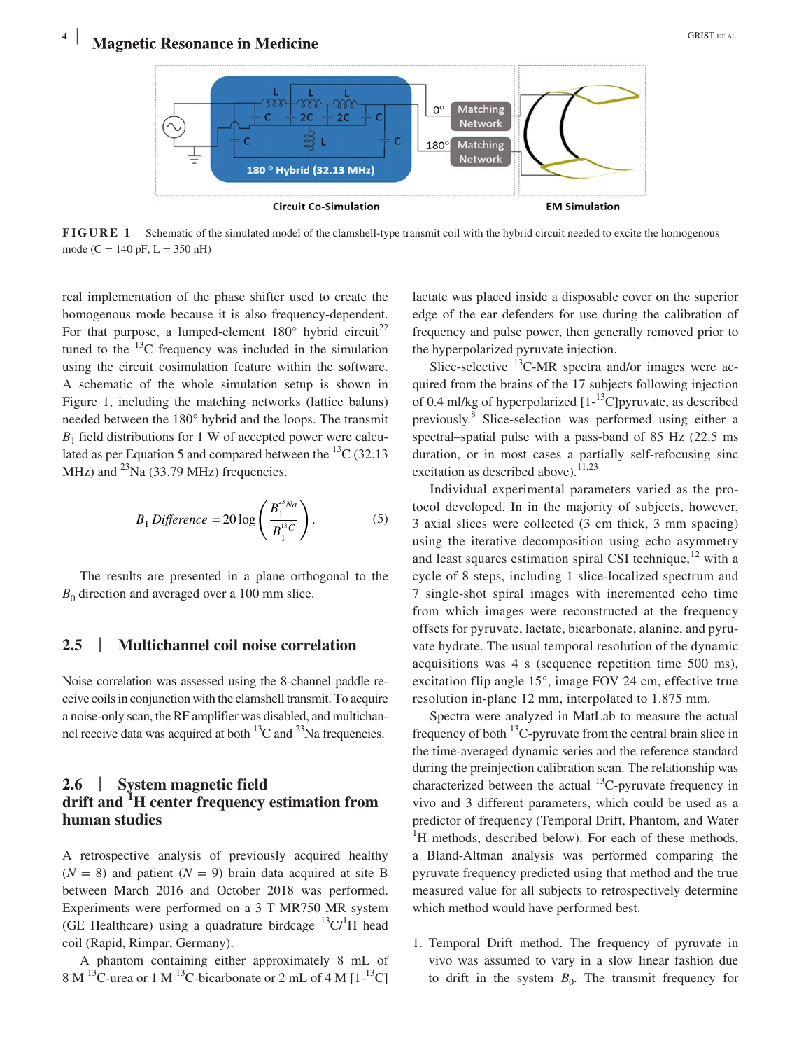Circuit Co-Simulation

EM Simulation

180 ° Hybrid (32.13 MHz)

0°

180°

Matching Network

Matching Network

**FIGURE 1** Schematic of the simulated model of the clamshell-type transmit coil with the hybrid circuit needed to excite the homogenous mode (C = 140 pF, L = 350 nH)

real implementation of the phase shifter used to create the homogenous mode because it is also frequency-dependent. For that purpose, a lumped-element 180° hybrid circuit[22] tuned to the $^{13}$C frequency was included in the simulation using the circuit cosimulation feature within the software. A schematic of the whole simulation setup is shown in Figure 1, including the matching networks (lattice baluns) needed between the 180° hybrid and the loops. The transmit $B_1$ field distributions for 1 W of accepted power were calculated as per Equation 5 and compared between the $^{13}$C (32.13 MHz) and $^{23}$Na (33.79 MHz) frequencies.

$$B_1\,Difference = 20\log\left(\frac{B_1^{^{23}Na}}{B_1^{^{13}C}}\right). \quad (5)$$

The results are presented in a plane orthogonal to the $B_0$ direction and averaged over a 100 mm slice.

## 2.5 | Multichannel coil noise correlation

Noise correlation was assessed using the 8-channel paddle receive coils in conjunction with the clamshell transmit. To acquire a noise-only scan, the RF amplifier was disabled, and multichannel receive data was acquired at both $^{13}$C and $^{23}$Na frequencies.

## 2.6 | System magnetic field drift and $^{1}$H center frequency estimation from human studies

A retrospective analysis of previously acquired healthy ($N$ = 8) and patient ($N$ = 9) brain data acquired at site B between March 2016 and October 2018 was performed. Experiments were performed on a 3 T MR750 MR system (GE Healthcare) using a quadrature birdcage $^{13}$C/$^{1}$H head coil (Rapid, Rimpar, Germany).

A phantom containing either approximately 8 mL of 8 M $^{13}$C-urea or 1 M $^{13}$C-bicarbonate or 2 mL of 4 M [1-$^{13}$C] lactate was placed inside a disposable cover on the superior edge of the ear defenders for use during the calibration of frequency and pulse power, then generally removed prior to the hyperpolarized pyruvate injection.

Slice-selective $^{13}$C-MR spectra and/or images were acquired from the brains of the 17 subjects following injection of 0.4 ml/kg of hyperpolarized [1-$^{13}$C]pyruvate, as described previously.[8] Slice-selection was performed using either a spectral–spatial pulse with a pass-band of 85 Hz (22.5 ms duration, or in most cases a partially self-refocusing sinc excitation as described above).[11,23]

Individual experimental parameters varied as the protocol developed. In in the majority of subjects, however, 3 axial slices were collected (3 cm thick, 3 mm spacing) using the iterative decomposition using echo asymmetry and least squares estimation spiral CSI technique,[12] with a cycle of 8 steps, including 1 slice-localized spectrum and 7 single-shot spiral images with incremented echo time from which images were reconstructed at the frequency offsets for pyruvate, lactate, bicarbonate, alanine, and pyruvate hydrate. The usual temporal resolution of the dynamic acquisitions was 4 s (sequence repetition time 500 ms), excitation flip angle 15°, image FOV 24 cm, effective true resolution in-plane 12 mm, interpolated to 1.875 mm.

Spectra were analyzed in MatLab to measure the actual frequency of both $^{13}$C-pyruvate from the central brain slice in the time-averaged dynamic series and the reference standard during the preinjection calibration scan. The relationship was characterized between the actual $^{13}$C-pyruvate frequency in vivo and 3 different parameters, which could be used as a predictor of frequency (Temporal Drift, Phantom, and Water $^{1}$H methods, described below). For each of these methods, a Bland-Altman analysis was performed comparing the pyruvate frequency predicted using that method and the true measured value for all subjects to retrospectively determine which method would have performed best.

1. Temporal Drift method. The frequency of pyruvate in vivo was assumed to vary in a slow linear fashion due to drift in the system $B_0$. The transmit frequency for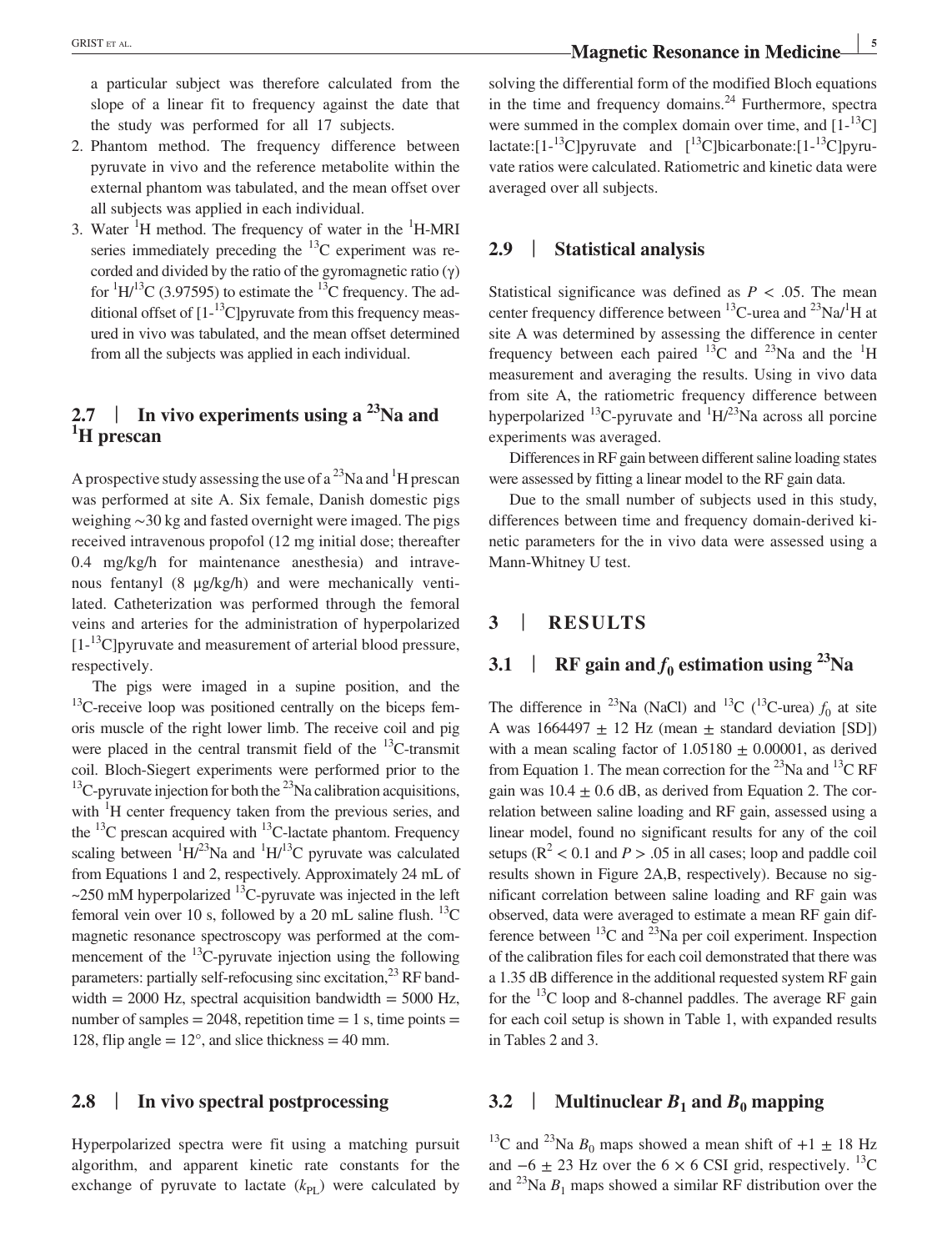a particular subject was therefore calculated from the slope of a linear fit to frequency against the date that the study was performed for all 17 subjects.

2. Phantom method. The frequency difference between pyruvate in vivo and the reference metabolite within the external phantom was tabulated, and the mean offset over all subjects was applied in each individual.
3. Water $^1$H method. The frequency of water in the $^1$H-MRI series immediately preceding the $^{13}$C experiment was recorded and divided by the ratio of the gyromagnetic ratio ($\gamma$) for $^1$H/$^{13}$C (3.97595) to estimate the $^{13}$C frequency. The additional offset of [1-$^{13}$C]pyruvate from this frequency measured in vivo was tabulated, and the mean offset determined from all the subjects was applied in each individual.

## 2.7 | In vivo experiments using a $^{23}$Na and $^1$H prescan

A prospective study assessing the use of a $^{23}$Na and $^1$H prescan was performed at site A. Six female, Danish domestic pigs weighing ~30 kg and fasted overnight were imaged. The pigs received intravenous propofol (12 mg initial dose; thereafter 0.4 mg/kg/h for maintenance anesthesia) and intravenous fentanyl (8 µg/kg/h) and were mechanically ventilated. Catheterization was performed through the femoral veins and arteries for the administration of hyperpolarized [1-$^{13}$C]pyruvate and measurement of arterial blood pressure, respectively.

The pigs were imaged in a supine position, and the $^{13}$C-receive loop was positioned centrally on the biceps femoris muscle of the right lower limb. The receive coil and pig were placed in the central transmit field of the $^{13}$C-transmit coil. Bloch-Siegert experiments were performed prior to the $^{13}$C-pyruvate injection for both the $^{23}$Na calibration acquisitions, with $^1$H center frequency taken from the previous series, and the $^{13}$C prescan acquired with $^{13}$C-lactate phantom. Frequency scaling between $^1$H/$^{23}$Na and $^1$H/$^{13}$C pyruvate was calculated from Equations 1 and 2, respectively. Approximately 24 mL of ~250 mM hyperpolarized $^{13}$C-pyruvate was injected in the left femoral vein over 10 s, followed by a 20 mL saline flush. $^{13}$C magnetic resonance spectroscopy was performed at the commencement of the $^{13}$C-pyruvate injection using the following parameters: partially self-refocusing sinc excitation,[23] RF bandwidth = 2000 Hz, spectral acquisition bandwidth = 5000 Hz, number of samples = 2048, repetition time = 1 s, time points = 128, flip angle = 12°, and slice thickness = 40 mm.

## 2.8 | In vivo spectral postprocessing

Hyperpolarized spectra were fit using a matching pursuit algorithm, and apparent kinetic rate constants for the exchange of pyruvate to lactate ($k_{PL}$) were calculated by solving the differential form of the modified Bloch equations in the time and frequency domains.[24] Furthermore, spectra were summed in the complex domain over time, and [1-$^{13}$C]lactate:[1-$^{13}$C]pyruvate and [$^{13}$C]bicarbonate:[1-$^{13}$C]pyruvate ratios were calculated. Ratiometric and kinetic data were averaged over all subjects.

## 2.9 | Statistical analysis

Statistical significance was defined as $P < .05$. The mean center frequency difference between $^{13}$C-urea and $^{23}$Na/$^1$H at site A was determined by assessing the difference in center frequency between each paired $^{13}$C and $^{23}$Na and the $^1$H measurement and averaging the results. Using in vivo data from site A, the ratiometric frequency difference between hyperpolarized $^{13}$C-pyruvate and $^1$H/$^{23}$Na across all porcine experiments was averaged.

Differences in RF gain between different saline loading states were assessed by fitting a linear model to the RF gain data.

Due to the small number of subjects used in this study, differences between time and frequency domain-derived kinetic parameters for the in vivo data were assessed using a Mann-Whitney U test.

# 3 | RESULTS

## 3.1 | RF gain and $f_0$ estimation using $^{23}$Na

The difference in $^{23}$Na (NaCl) and $^{13}$C ($^{13}$C-urea) $f_0$ at site A was 1664497 ± 12 Hz (mean ± standard deviation [SD]) with a mean scaling factor of 1.05180 ± 0.00001, as derived from Equation 1. The mean correction for the $^{23}$Na and $^{13}$C RF gain was 10.4 ± 0.6 dB, as derived from Equation 2. The correlation between saline loading and RF gain, assessed using a linear model, found no significant results for any of the coil setups ($R^2 < 0.1$ and $P > .05$ in all cases; loop and paddle coil results shown in Figure 2A,B, respectively). Because no significant correlation between saline loading and RF gain was observed, data were averaged to estimate a mean RF gain difference between $^{13}$C and $^{23}$Na per coil experiment. Inspection of the calibration files for each coil demonstrated that there was a 1.35 dB difference in the additional requested system RF gain for the $^{13}$C loop and 8-channel paddles. The average RF gain for each coil setup is shown in Table 1, with expanded results in Tables 2 and 3.

## 3.2 | Multinuclear $B_1$ and $B_0$ mapping

$^{13}$C and $^{23}$Na $B_0$ maps showed a mean shift of +1 ± 18 Hz and −6 ± 23 Hz over the 6 × 6 CSI grid, respectively. $^{13}$C and $^{23}$Na $B_1$ maps showed a similar RF distribution over the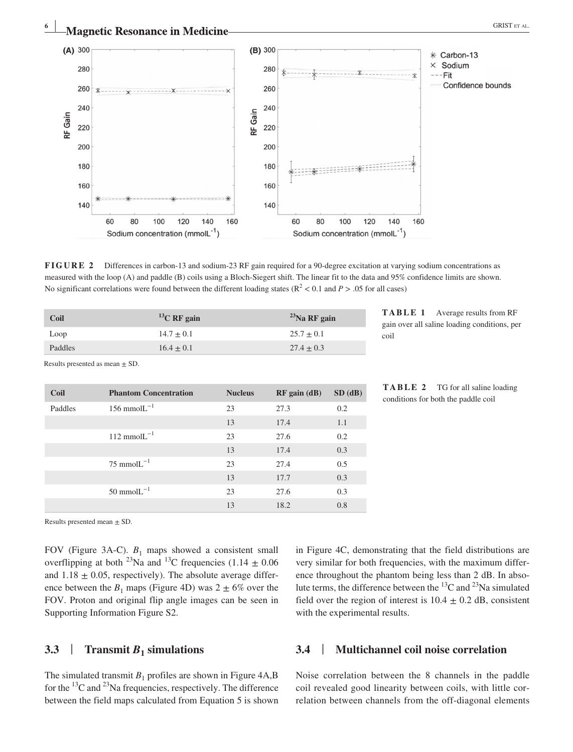(A)

300
280
260
240
220
200
180
160
140

RF Gain

60 80 100 120 140 160

Sodium concentration (mmolL$^{-1}$)

(B)

300
280
260
240
220
200
180
160
140

RF Gain

60 80 100 120 140 160

Sodium concentration (mmolL$^{-1}$)

Carbon-13
Sodium
Fit
Confidence bounds

**FIGURE 2** Differences in carbon-13 and sodium-23 RF gain required for a 90-degree excitation at varying sodium concentrations as measured with the loop (A) and paddle (B) coils using a Bloch-Siegert shift. The linear fit to the data and 95% confidence limits are shown. No significant correlations were found between the different loading states ($R^2 < 0.1$ and $P > .05$ for all cases)

**TABLE 1** Average results from RF gain over all saline loading conditions, per coil

| Coil | $^{13}$C RF gain | $^{23}$Na RF gain |
|---|---|---|
| Loop | 14.7 ± 0.1 | 25.7 ± 0.1 |
| Paddles | 16.4 ± 0.1 | 27.4 ± 0.3 |

Results presented as mean ± SD.

**TABLE 2** TG for all saline loading conditions for both the paddle coil

| Coil | Phantom Concentration | Nucleus | RF gain (dB) | SD (dB) |
|---|---|---|---|---|
| Paddles | 156 mmolL$^{-1}$ | 23 | 27.3 | 0.2 |
| | | 13 | 17.4 | 1.1 |
| | 112 mmolL$^{-1}$ | 23 | 27.6 | 0.2 |
| | | 13 | 17.4 | 0.3 |
| | 75 mmolL$^{-1}$ | 23 | 27.4 | 0.5 |
| | | 13 | 17.7 | 0.3 |
| | 50 mmolL$^{-1}$ | 23 | 27.6 | 0.3 |
| | | 13 | 18.2 | 0.8 |

Results presented mean ± SD.

FOV (Figure 3A-C). $B_1$ maps showed a consistent small overflipping at both $^{23}$Na and $^{13}$C frequencies (1.14 ± 0.06 and 1.18 ± 0.05, respectively). The absolute average difference between the $B_1$ maps (Figure 4D) was 2 ± 6% over the FOV. Proton and original flip angle images can be seen in Supporting Information Figure S2.

## 3.3 | Transmit $B_1$ simulations

The simulated transmit $B_1$ profiles are shown in Figure 4A,B for the $^{13}$C and $^{23}$Na frequencies, respectively. The difference between the field maps calculated from Equation 5 is shown in Figure 4C, demonstrating that the field distributions are very similar for both frequencies, with the maximum difference throughout the phantom being less than 2 dB. In absolute terms, the difference between the $^{13}$C and $^{23}$Na simulated field over the region of interest is 10.4 ± 0.2 dB, consistent with the experimental results.

## 3.4 | Multichannel coil noise correlation

Noise correlation between the 8 channels in the paddle coil revealed good linearity between coils, with little correlation between channels from the off-diagonal elements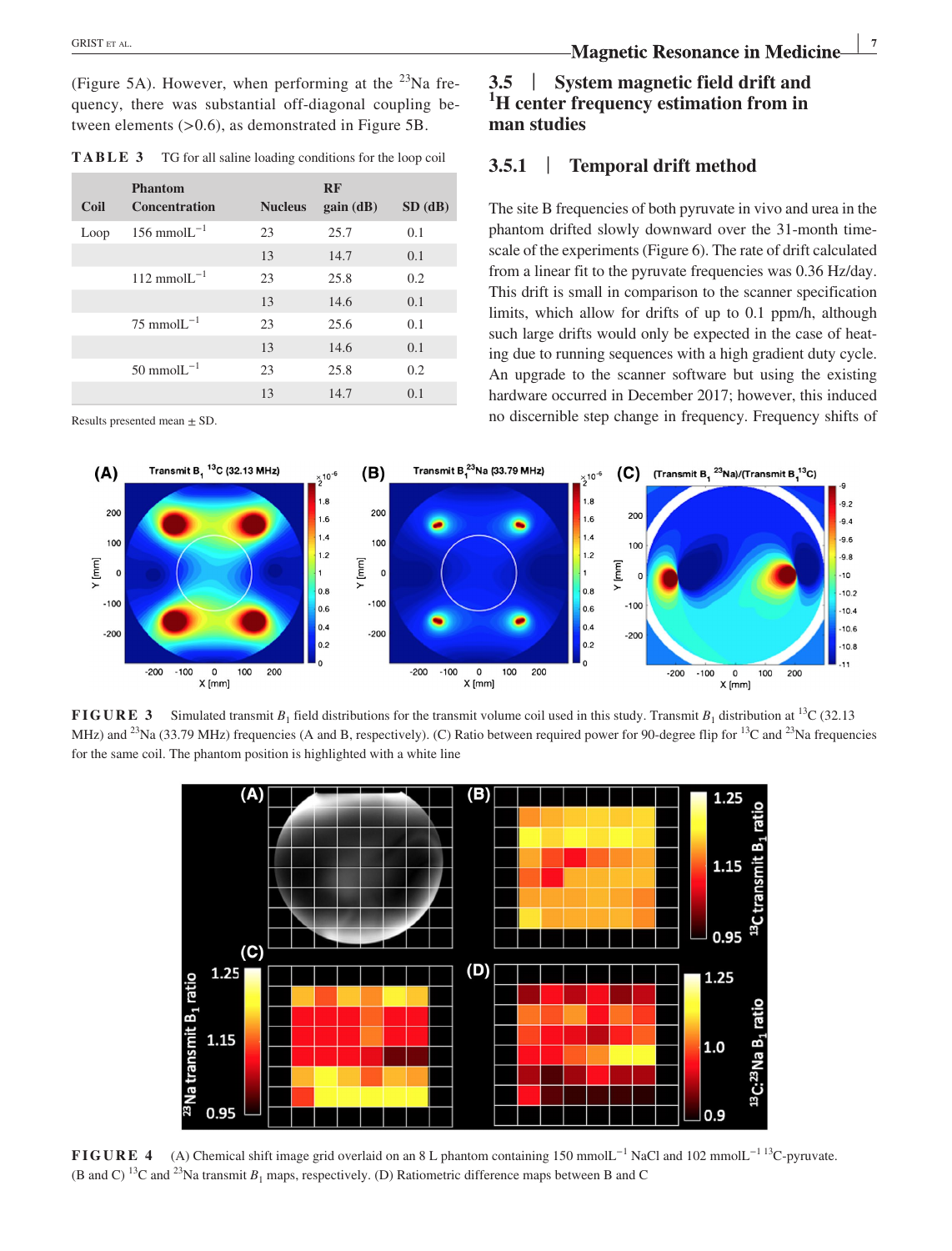(Figure 5A). However, when performing at the $^{23}$Na frequency, there was substantial off-diagonal coupling between elements (>0.6), as demonstrated in Figure 5B.

**TABLE 3** TG for all saline loading conditions for the loop coil

| Coil | Phantom Concentration | Nucleus | RF gain (dB) | SD (dB) |
|---|---|---|---|---|
| Loop | 156 mmolL$^{-1}$ | 23 | 25.7 | 0.1 |
| | | 13 | 14.7 | 0.1 |
| | 112 mmolL$^{-1}$ | 23 | 25.8 | 0.2 |
| | | 13 | 14.6 | 0.1 |
| | 75 mmolL$^{-1}$ | 23 | 25.6 | 0.1 |
| | | 13 | 14.6 | 0.1 |
| | 50 mmolL$^{-1}$ | 23 | 25.8 | 0.2 |
| | | 13 | 14.7 | 0.1 |

Results presented mean ± SD.

## 3.5 | System magnetic field drift and $^{1}$H center frequency estimation from in man studies

### 3.5.1 | Temporal drift method

The site B frequencies of both pyruvate in vivo and urea in the phantom drifted slowly downward over the 31-month timescale of the experiments (Figure 6). The rate of drift calculated from a linear fit to the pyruvate frequencies was 0.36 Hz/day. This drift is small in comparison to the scanner specification limits, which allow for drifts of up to 0.1 ppm/h, although such large drifts would only be expected in the case of heating due to running sequences with a high gradient duty cycle. An upgrade to the scanner software but using the existing hardware occurred in December 2017; however, this induced no discernible step change in frequency. Frequency shifts of

**FIGURE 3** Simulated transmit $B_1$ field distributions for the transmit volume coil used in this study. Transmit $B_1$ distribution at $^{13}$C (32.13 MHz) and $^{23}$Na (33.79 MHz) frequencies (A and B, respectively). (C) Ratio between required power for 90-degree flip for $^{13}$C and $^{23}$Na frequencies for the same coil. The phantom position is highlighted with a white line

**FIGURE 4** (A) Chemical shift image grid overlaid on an 8 L phantom containing 150 mmolL$^{-1}$ NaCl and 102 mmolL$^{-1}$ $^{13}$C-pyruvate. (B and C) $^{13}$C and $^{23}$Na transmit $B_1$ maps, respectively. (D) Ratiometric difference maps between B and C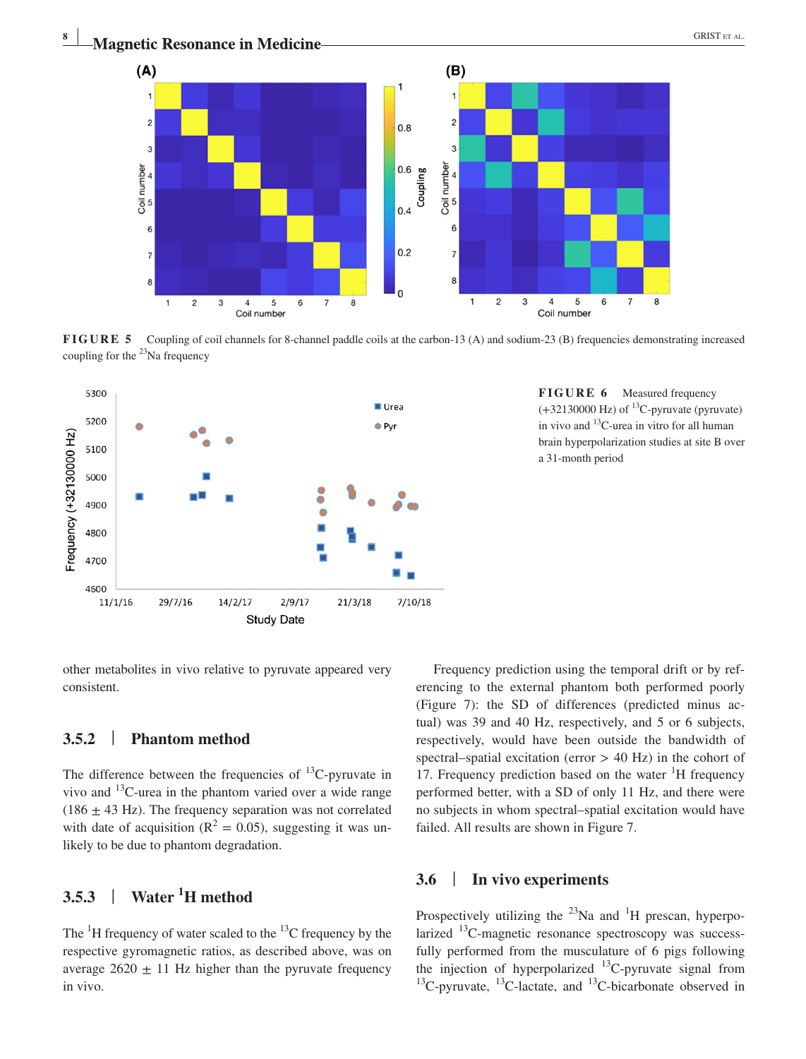(A)

1 2 3 4 5 6 7 8

Coil number

Coil number

1 2 3 4 5 6 7 8

Coupling

0 0.2 0.4 0.6 0.8 1

(B)

1 2 3 4 5 6 7 8

Coil number

Coil number

1 2 3 4 5 6 7 8

**FIGURE 5** Coupling of coil channels for 8-channel paddle coils at the carbon-13 (A) and sodium-23 (B) frequencies demonstrating increased coupling for the $^{23}$Na frequency

Urea

Pyr

Frequency (+32130000 Hz)

4600 4700 4800 4900 5000 5100 5200 5300

11/1/16 29/7/16 14/2/17 2/9/17 21/3/18 7/10/18

Study Date

**FIGURE 6** Measured frequency (+32130000 Hz) of $^{13}$C-pyruvate (pyruvate) in vivo and $^{13}$C-urea in vitro for all human brain hyperpolarization studies at site B over a 31-month period

other metabolites in vivo relative to pyruvate appeared very consistent.

### 3.5.2 | Phantom method

The difference between the frequencies of $^{13}$C-pyruvate in vivo and $^{13}$C-urea in the phantom varied over a wide range ($186 \pm 43$ Hz). The frequency separation was not correlated with date of acquisition ($R^2 = 0.05$), suggesting it was unlikely to be due to phantom degradation.

### 3.5.3 | Water $^1$H method

The $^1$H frequency of water scaled to the $^{13}$C frequency by the respective gyromagnetic ratios, as described above, was on average $2620 \pm 11$ Hz higher than the pyruvate frequency in vivo.

Frequency prediction using the temporal drift or by referencing to the external phantom both performed poorly (Figure 7): the SD of differences (predicted minus actual) was 39 and 40 Hz, respectively, and 5 or 6 subjects, respectively, would have been outside the bandwidth of spectral–spatial excitation (error > 40 Hz) in the cohort of 17. Frequency prediction based on the water $^1$H frequency performed better, with a SD of only 11 Hz, and there were no subjects in whom spectral–spatial excitation would have failed. All results are shown in Figure 7.

## 3.6 | In vivo experiments

Prospectively utilizing the $^{23}$Na and $^1$H prescan, hyperpolarized $^{13}$C-magnetic resonance spectroscopy was successfully performed from the musculature of 6 pigs following the injection of hyperpolarized $^{13}$C-pyruvate signal from $^{13}$C-pyruvate, $^{13}$C-lactate, and $^{13}$C-bicarbonate observed in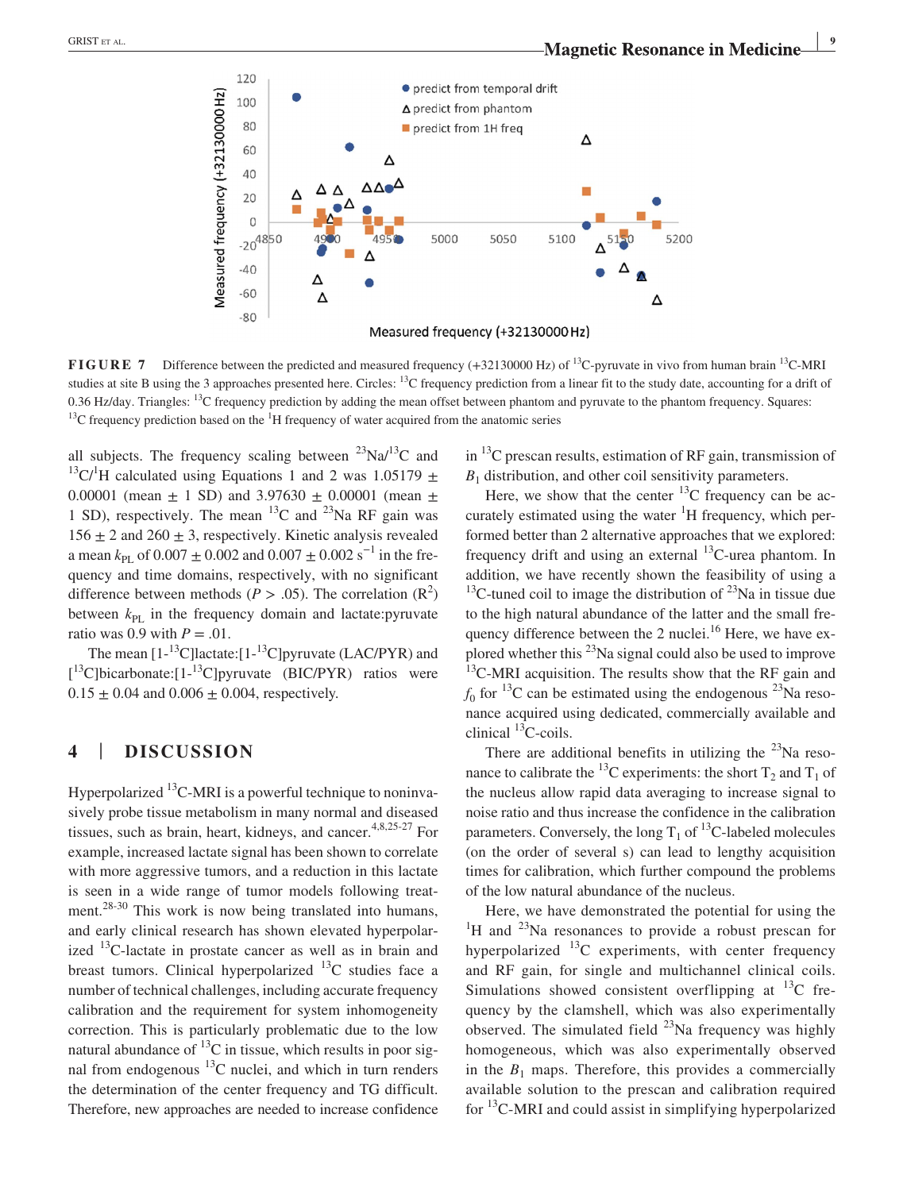120
100
80
60
40
20
0
-20
-40
-60
-80

4850
4900
4950
5000
5050
5100
5150
5200

Measured frequency (+32130000 Hz)

Measured frequency (+32130000 Hz)

predict from temporal drift
predict from phantom
predict from 1H freq

**FIGURE 7** Difference between the predicted and measured frequency (+32130000 Hz) of $^{13}$C-pyruvate in vivo from human brain $^{13}$C-MRI studies at site B using the 3 approaches presented here. Circles: $^{13}$C frequency prediction from a linear fit to the study date, accounting for a drift of 0.36 Hz/day. Triangles: $^{13}$C frequency prediction by adding the mean offset between phantom and pyruvate to the phantom frequency. Squares: $^{13}$C frequency prediction based on the $^{1}$H frequency of water acquired from the anatomic series

all subjects. The frequency scaling between $^{23}$Na/$^{13}$C and $^{13}$C/$^{1}$H calculated using Equations 1 and 2 was 1.05179 ± 0.00001 (mean ± 1 SD) and 3.97630 ± 0.00001 (mean ± 1 SD), respectively. The mean $^{13}$C and $^{23}$Na RF gain was 156 ± 2 and 260 ± 3, respectively. Kinetic analysis revealed a mean $k_{PL}$ of 0.007 ± 0.002 and 0.007 ± 0.002 $s^{-1}$ in the frequency and time domains, respectively, with no significant difference between methods ($P > .05$). The correlation ($R^2$) between $k_{PL}$ in the frequency domain and lactate:pyruvate ratio was 0.9 with $P = .01$.

The mean [1-$^{13}$C]lactate:[1-$^{13}$C]pyruvate (LAC/PYR) and [$^{13}$C]bicarbonate:[1-$^{13}$C]pyruvate (BIC/PYR) ratios were 0.15 ± 0.04 and 0.006 ± 0.004, respectively.

## 4 | DISCUSSION

Hyperpolarized $^{13}$C-MRI is a powerful technique to noninvasively probe tissue metabolism in many normal and diseased tissues, such as brain, heart, kidneys, and cancer.[4,8,25-27] For example, increased lactate signal has been shown to correlate with more aggressive tumors, and a reduction in this lactate is seen in a wide range of tumor models following treatment.[28-30] This work is now being translated into humans, and early clinical research has shown elevated hyperpolarized $^{13}$C-lactate in prostate cancer as well as in brain and breast tumors. Clinical hyperpolarized $^{13}$C studies face a number of technical challenges, including accurate frequency calibration and the requirement for system inhomogeneity correction. This is particularly problematic due to the low natural abundance of $^{13}$C in tissue, which results in poor signal from endogenous $^{13}$C nuclei, and which in turn renders the determination of the center frequency and TG difficult. Therefore, new approaches are needed to increase confidence in $^{13}$C prescan results, estimation of RF gain, transmission of $B_1$ distribution, and other coil sensitivity parameters.

Here, we show that the center $^{13}$C frequency can be accurately estimated using the water $^{1}$H frequency, which performed better than 2 alternative approaches that we explored: frequency drift and using an external $^{13}$C-urea phantom. In addition, we have recently shown the feasibility of using a $^{13}$C-tuned coil to image the distribution of $^{23}$Na in tissue due to the high natural abundance of the latter and the small frequency difference between the 2 nuclei.[16] Here, we have explored whether this $^{23}$Na signal could also be used to improve $^{13}$C-MRI acquisition. The results show that the RF gain and $f_0$ for $^{13}$C can be estimated using the endogenous $^{23}$Na resonance acquired using dedicated, commercially available and clinical $^{13}$C-coils.

There are additional benefits in utilizing the $^{23}$Na resonance to calibrate the $^{13}$C experiments: the short $T_2$ and $T_1$ of the nucleus allow rapid data averaging to increase signal to noise ratio and thus increase the confidence in the calibration parameters. Conversely, the long $T_1$ of $^{13}$C-labeled molecules (on the order of several s) can lead to lengthy acquisition times for calibration, which further compound the problems of the low natural abundance of the nucleus.

Here, we have demonstrated the potential for using the $^{1}$H and $^{23}$Na resonances to provide a robust prescan for hyperpolarized $^{13}$C experiments, with center frequency and RF gain, for single and multichannel clinical coils. Simulations showed consistent overflipping at $^{13}$C frequency by the clamshell, which was also experimentally observed. The simulated field $^{23}$Na frequency was highly homogeneous, which was also experimentally observed in the $B_1$ maps. Therefore, this provides a commercially available solution to the prescan and calibration required for $^{13}$C-MRI and could assist in simplifying hyperpolarized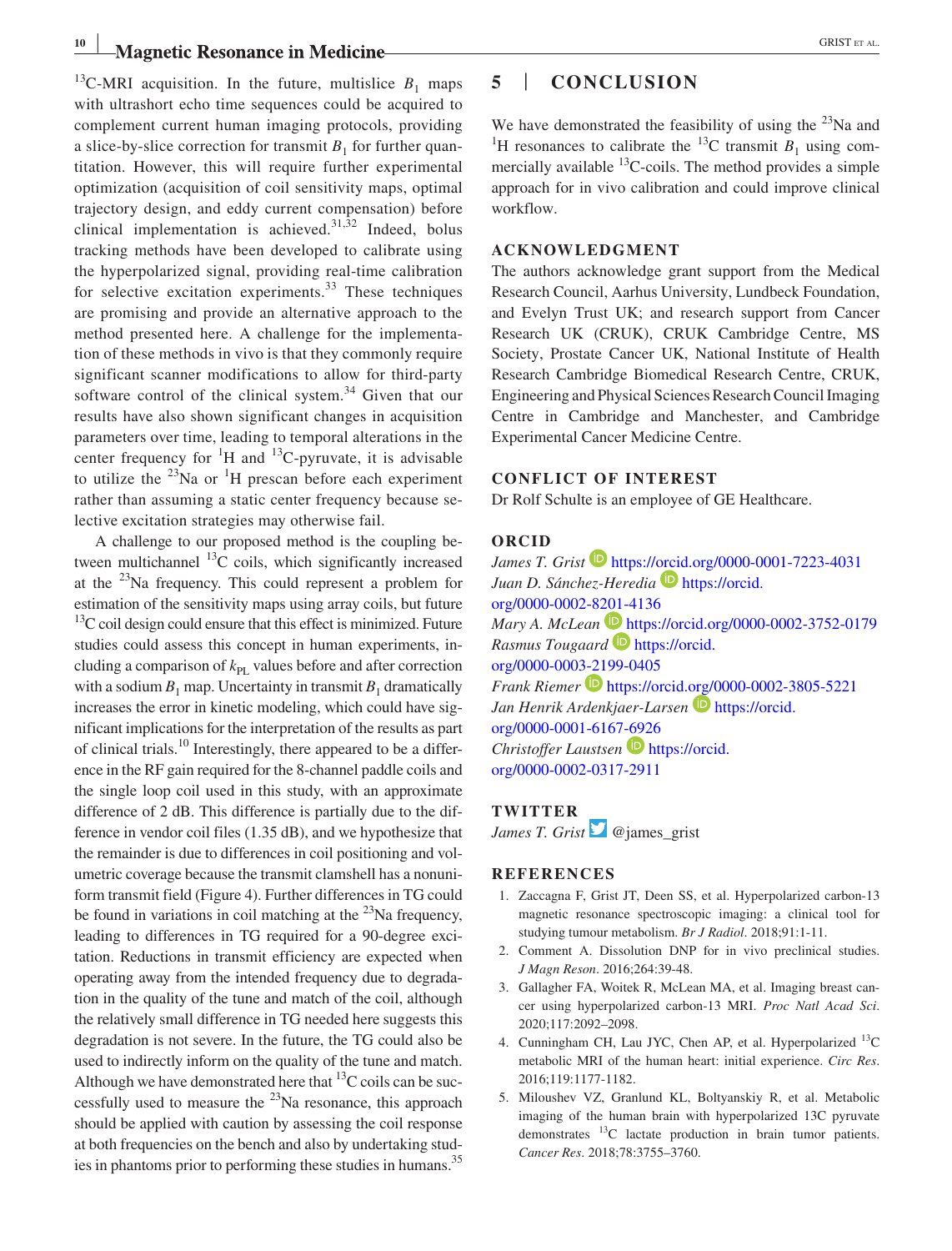$^{13}$C-MRI acquisition. In the future, multislice $B_1$ maps with ultrashort echo time sequences could be acquired to complement current human imaging protocols, providing a slice-by-slice correction for transmit $B_1$ for further quantitation. However, this will require further experimental optimization (acquisition of coil sensitivity maps, optimal trajectory design, and eddy current compensation) before clinical implementation is achieved.[31,32] Indeed, bolus tracking methods have been developed to calibrate using the hyperpolarized signal, providing real-time calibration for selective excitation experiments.[33] These techniques are promising and provide an alternative approach to the method presented here. A challenge for the implementation of these methods in vivo is that they commonly require significant scanner modifications to allow for third-party software control of the clinical system.[34] Given that our results have also shown significant changes in acquisition parameters over time, leading to temporal alterations in the center frequency for $^{1}$H and $^{13}$C-pyruvate, it is advisable to utilize the $^{23}$Na or $^{1}$H prescan before each experiment rather than assuming a static center frequency because selective excitation strategies may otherwise fail.

A challenge to our proposed method is the coupling between multichannel $^{13}$C coils, which significantly increased at the $^{23}$Na frequency. This could represent a problem for estimation of the sensitivity maps using array coils, but future $^{13}$C coil design could ensure that this effect is minimized. Future studies could assess this concept in human experiments, including a comparison of $k_{PL}$ values before and after correction with a sodium $B_1$ map. Uncertainty in transmit $B_1$ dramatically increases the error in kinetic modeling, which could have significant implications for the interpretation of the results as part of clinical trials.[10] Interestingly, there appeared to be a difference in the RF gain required for the 8-channel paddle coils and the single loop coil used in this study, with an approximate difference of 2 dB. This difference is partially due to the difference in vendor coil files (1.35 dB), and we hypothesize that the remainder is due to differences in coil positioning and volumetric coverage because the transmit clamshell has a nonuniform transmit field (Figure 4). Further differences in TG could be found in variations in coil matching at the $^{23}$Na frequency, leading to differences in TG required for a 90-degree excitation. Reductions in transmit efficiency are expected when operating away from the intended frequency due to degradation in the quality of the tune and match of the coil, although the relatively small difference in TG needed here suggests this degradation is not severe. In the future, the TG could also be used to indirectly inform on the quality of the tune and match. Although we have demonstrated here that $^{13}$C coils can be successfully used to measure the $^{23}$Na resonance, this approach should be applied with caution by assessing the coil response at both frequencies on the bench and also by undertaking studies in phantoms prior to performing these studies in humans.[35]

## 5 | CONCLUSION

We have demonstrated the feasibility of using the $^{23}$Na and $^{1}$H resonances to calibrate the $^{13}$C transmit $B_1$ using commercially available $^{13}$C-coils. The method provides a simple approach for in vivo calibration and could improve clinical workflow.

### ACKNOWLEDGMENT

The authors acknowledge grant support from the Medical Research Council, Aarhus University, Lundbeck Foundation, and Evelyn Trust UK; and research support from Cancer Research UK (CRUK), CRUK Cambridge Centre, MS Society, Prostate Cancer UK, National Institute of Health Research Cambridge Biomedical Research Centre, CRUK, Engineering and Physical Sciences Research Council Imaging Centre in Cambridge and Manchester, and Cambridge Experimental Cancer Medicine Centre.

### CONFLICT OF INTEREST

Dr Rolf Schulte is an employee of GE Healthcare.

### ORCID

*James T. Grist* https://orcid.org/0000-0001-7223-4031
*Juan D. Sánchez-Heredia* https://orcid.org/0000-0002-8201-4136
*Mary A. McLean* https://orcid.org/0000-0002-3752-0179
*Rasmus Tougaard* https://orcid.org/0000-0003-2199-0405
*Frank Riemer* https://orcid.org/0000-0002-3805-5221
*Jan Henrik Ardenkjaer-Larsen* https://orcid.org/0000-0001-6167-6926
*Christoffer Laustsen* https://orcid.org/0000-0002-0317-2911

### TWITTER

*James T. Grist* @james_grist

### REFERENCES

1. Zaccagna F, Grist JT, Deen SS, et al. Hyperpolarized carbon-13 magnetic resonance spectroscopic imaging: a clinical tool for studying tumour metabolism. *Br J Radiol*. 2018;91:1-11.
2. Comment A. Dissolution DNP for in vivo preclinical studies. *J Magn Reson*. 2016;264:39-48.
3. Gallagher FA, Woitek R, McLean MA, et al. Imaging breast cancer using hyperpolarized carbon-13 MRI. *Proc Natl Acad Sci*. 2020;117:2092–2098.
4. Cunningham CH, Lau JYC, Chen AP, et al. Hyperpolarized $^{13}$C metabolic MRI of the human heart: initial experience. *Circ Res*. 2016;119:1177-1182.
5. Miloushev VZ, Granlund KL, Boltyanskiy R, et al. Metabolic imaging of the human brain with hyperpolarized 13C pyruvate demonstrates $^{13}$C lactate production in brain tumor patients. *Cancer Res*. 2018;78:3755–3760.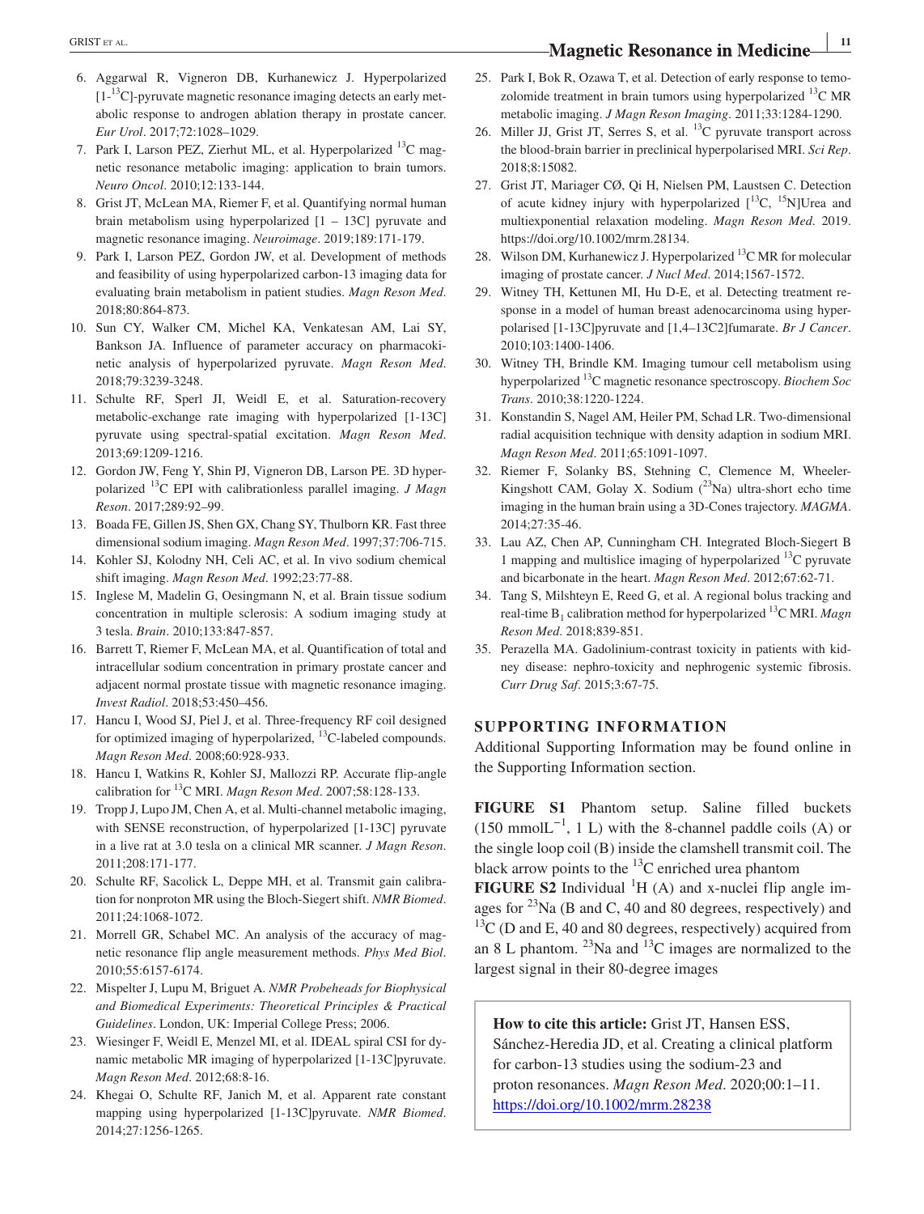6. Aggarwal R, Vigneron DB, Kurhanewicz J. Hyperpolarized [1-$^{13}$C]-pyruvate magnetic resonance imaging detects an early metabolic response to androgen ablation therapy in prostate cancer. *Eur Urol*. 2017;72:1028–1029.
7. Park I, Larson PEZ, Zierhut ML, et al. Hyperpolarized $^{13}$C magnetic resonance metabolic imaging: application to brain tumors. *Neuro Oncol*. 2010;12:133-144.
8. Grist JT, McLean MA, Riemer F, et al. Quantifying normal human brain metabolism using hyperpolarized [1 – 13C] pyruvate and magnetic resonance imaging. *Neuroimage*. 2019;189:171-179.
9. Park I, Larson PEZ, Gordon JW, et al. Development of methods and feasibility of using hyperpolarized carbon-13 imaging data for evaluating brain metabolism in patient studies. *Magn Reson Med*. 2018;80:864-873.
10. Sun CY, Walker CM, Michel KA, Venkatesan AM, Lai SY, Bankson JA. Influence of parameter accuracy on pharmacokinetic analysis of hyperpolarized pyruvate. *Magn Reson Med*. 2018;79:3239-3248.
11. Schulte RF, Sperl JI, Weidl E, et al. Saturation-recovery metabolic-exchange rate imaging with hyperpolarized [1-13C] pyruvate using spectral-spatial excitation. *Magn Reson Med*. 2013;69:1209-1216.
12. Gordon JW, Feng Y, Shin PJ, Vigneron DB, Larson PE. 3D hyperpolarized $^{13}$C EPI with calibrationless parallel imaging. *J Magn Reson*. 2017;289:92–99.
13. Boada FE, Gillen JS, Shen GX, Chang SY, Thulborn KR. Fast three dimensional sodium imaging. *Magn Reson Med*. 1997;37:706-715.
14. Kohler SJ, Kolodny NH, Celi AC, et al. In vivo sodium chemical shift imaging. *Magn Reson Med*. 1992;23:77-88.
15. Inglese M, Madelin G, Oesingmann N, et al. Brain tissue sodium concentration in multiple sclerosis: A sodium imaging study at 3 tesla. *Brain*. 2010;133:847-857.
16. Barrett T, Riemer F, McLean MA, et al. Quantification of total and intracellular sodium concentration in primary prostate cancer and adjacent normal prostate tissue with magnetic resonance imaging. *Invest Radiol*. 2018;53:450–456.
17. Hancu I, Wood SJ, Piel J, et al. Three-frequency RF coil designed for optimized imaging of hyperpolarized, $^{13}$C-labeled compounds. *Magn Reson Med*. 2008;60:928-933.
18. Hancu I, Watkins R, Kohler SJ, Mallozzi RP. Accurate flip-angle calibration for $^{13}$C MRI. *Magn Reson Med*. 2007;58:128-133.
19. Tropp J, Lupo JM, Chen A, et al. Multi-channel metabolic imaging, with SENSE reconstruction, of hyperpolarized [1-13C] pyruvate in a live rat at 3.0 tesla on a clinical MR scanner. *J Magn Reson*. 2011;208:171-177.
20. Schulte RF, Sacolick L, Deppe MH, et al. Transmit gain calibration for nonproton MR using the Bloch-Siegert shift. *NMR Biomed*. 2011;24:1068-1072.
21. Morrell GR, Schabel MC. An analysis of the accuracy of magnetic resonance flip angle measurement methods. *Phys Med Biol*. 2010;55:6157-6174.
22. Mispelter J, Lupu M, Briguet A. *NMR Probeheads for Biophysical and Biomedical Experiments: Theoretical Principles & Practical Guidelines*. London, UK: Imperial College Press; 2006.
23. Wiesinger F, Weidl E, Menzel MI, et al. IDEAL spiral CSI for dynamic metabolic MR imaging of hyperpolarized [1-13C]pyruvate. *Magn Reson Med*. 2012;68:8-16.
24. Khegai O, Schulte RF, Janich M, et al. Apparent rate constant mapping using hyperpolarized [1-13C]pyruvate. *NMR Biomed*. 2014;27:1256-1265.
25. Park I, Bok R, Ozawa T, et al. Detection of early response to temozolomide treatment in brain tumors using hyperpolarized $^{13}$C MR metabolic imaging. *J Magn Reson Imaging*. 2011;33:1284-1290.
26. Miller JJ, Grist JT, Serres S, et al. $^{13}$C pyruvate transport across the blood-brain barrier in preclinical hyperpolarised MRI. *Sci Rep*. 2018;8:15082.
27. Grist JT, Mariager CØ, Qi H, Nielsen PM, Laustsen C. Detection of acute kidney injury with hyperpolarized [$^{13}$C, $^{15}$N]Urea and multiexponential relaxation modeling. *Magn Reson Med*. 2019. https://doi.org/10.1002/mrm.28134.
28. Wilson DM, Kurhanewicz J. Hyperpolarized $^{13}$C MR for molecular imaging of prostate cancer. *J Nucl Med*. 2014;1567-1572.
29. Witney TH, Kettunen MI, Hu D-E, et al. Detecting treatment response in a model of human breast adenocarcinoma using hyperpolarised [1-13C]pyruvate and [1,4–13C2]fumarate. *Br J Cancer*. 2010;103:1400-1406.
30. Witney TH, Brindle KM. Imaging tumour cell metabolism using hyperpolarized $^{13}$C magnetic resonance spectroscopy. *Biochem Soc Trans*. 2010;38:1220-1224.
31. Konstandin S, Nagel AM, Heiler PM, Schad LR. Two-dimensional radial acquisition technique with density adaption in sodium MRI. *Magn Reson Med*. 2011;65:1091-1097.
32. Riemer F, Solanky BS, Stehning C, Clemence M, Wheeler-Kingshott CAM, Golay X. Sodium ($^{23}$Na) ultra-short echo time imaging in the human brain using a 3D-Cones trajectory. *MAGMA*. 2014;27:35-46.
33. Lau AZ, Chen AP, Cunningham CH. Integrated Bloch-Siegert B 1 mapping and multislice imaging of hyperpolarized $^{13}$C pyruvate and bicarbonate in the heart. *Magn Reson Med*. 2012;67:62-71.
34. Tang S, Milshteyn E, Reed G, et al. A regional bolus tracking and real-time $B_1$ calibration method for hyperpolarized $^{13}$C MRI. *Magn Reson Med*. 2018;839-851.
35. Perazella MA. Gadolinium-contrast toxicity in patients with kidney disease: nephro-toxicity and nephrogenic systemic fibrosis. *Curr Drug Saf*. 2015;3:67-75.

## SUPPORTING INFORMATION

Additional Supporting Information may be found online in the Supporting Information section.

**FIGURE S1** Phantom setup. Saline filled buckets (150 mmolL$^{-1}$, 1 L) with the 8-channel paddle coils (A) or the single loop coil (B) inside the clamshell transmit coil. The black arrow points to the $^{13}$C enriched urea phantom

**FIGURE S2** Individual $^{1}$H (A) and x-nuclei flip angle images for $^{23}$Na (B and C, 40 and 80 degrees, respectively) and $^{13}$C (D and E, 40 and 80 degrees, respectively) acquired from an 8 L phantom. $^{23}$Na and $^{13}$C images are normalized to the largest signal in their 80-degree images

**How to cite this article:** Grist JT, Hansen ESS, Sánchez-Heredia JD, et al. Creating a clinical platform for carbon-13 studies using the sodium-23 and proton resonances. *Magn Reson Med*. 2020;00:1–11. https://doi.org/10.1002/mrm.28238